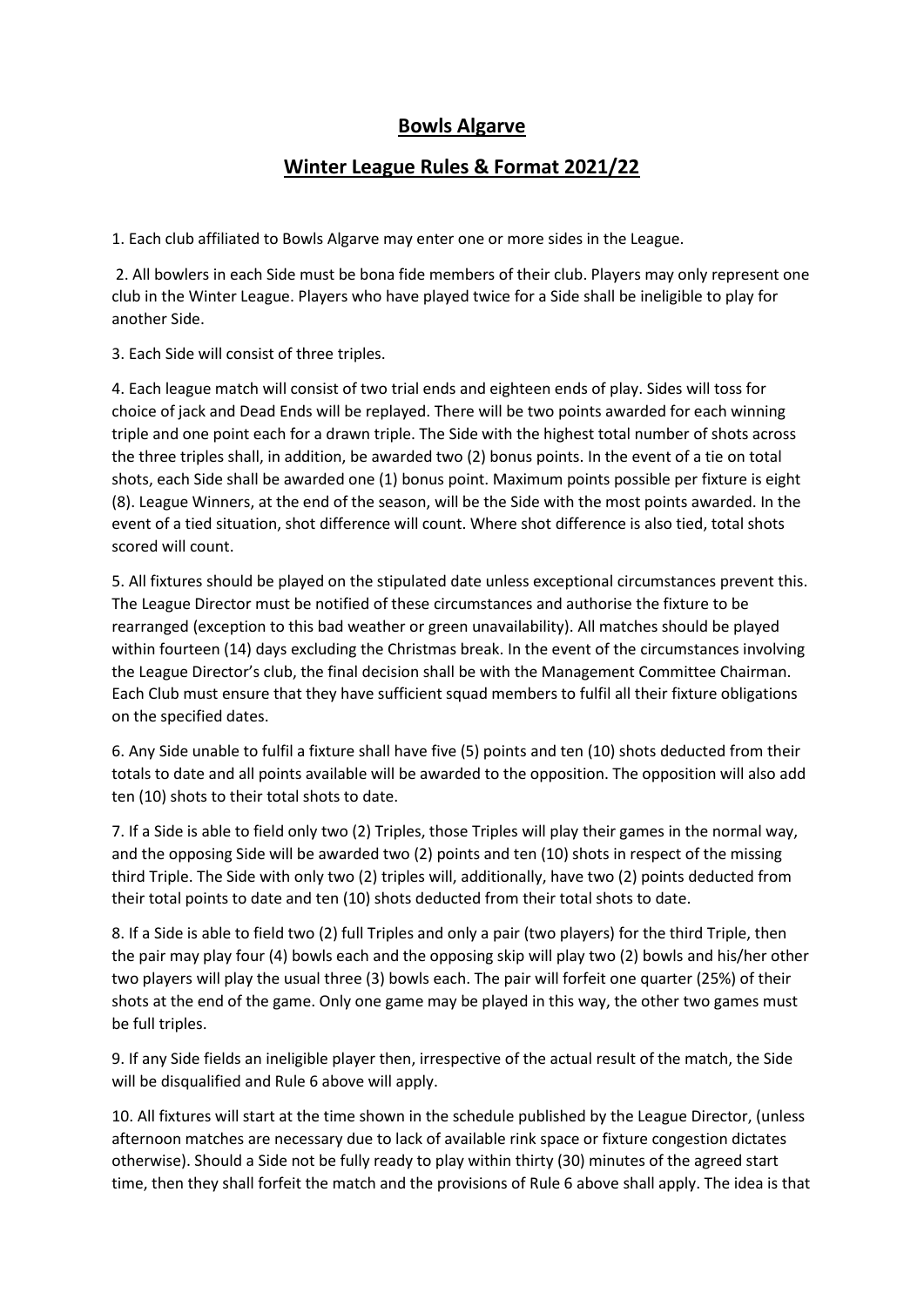# Bowls Algarve

## Winter League Rules & Format 2021/22

1. Each club affiliated to Bowls Algarve may enter one or more sides in the League.

2. All bowlers in each Side must be bona fide members of their club. Players may only represent one club in the Winter League. Players who have played twice for a Side shall be ineligible to play for another Side.

3. Each Side will consist of three triples.

4. Each league match will consist of two trial ends and eighteen ends of play. Sides will toss for choice of jack and Dead Ends will be replayed. There will be two points awarded for each winning triple and one point each for a drawn triple. The Side with the highest total number of shots across the three triples shall, in addition, be awarded two (2) bonus points. In the event of a tie on total shots, each Side shall be awarded one (1) bonus point. Maximum points possible per fixture is eight (8). League Winners, at the end of the season, will be the Side with the most points awarded. In the event of a tied situation, shot difference will count. Where shot difference is also tied, total shots scored will count.

5. All fixtures should be played on the stipulated date unless exceptional circumstances prevent this. The League Director must be notified of these circumstances and authorise the fixture to be rearranged (exception to this bad weather or green unavailability). All matches should be played within fourteen (14) days excluding the Christmas break. In the event of the circumstances involving the League Director's club, the final decision shall be with the Management Committee Chairman. Each Club must ensure that they have sufficient squad members to fulfil all their fixture obligations on the specified dates.

6. Any Side unable to fulfil a fixture shall have five (5) points and ten (10) shots deducted from their totals to date and all points available will be awarded to the opposition. The opposition will also add ten (10) shots to their total shots to date.

7. If a Side is able to field only two (2) Triples, those Triples will play their games in the normal way, and the opposing Side will be awarded two (2) points and ten (10) shots in respect of the missing third Triple. The Side with only two (2) triples will, additionally, have two (2) points deducted from their total points to date and ten (10) shots deducted from their total shots to date.

8. If a Side is able to field two (2) full Triples and only a pair (two players) for the third Triple, then the pair may play four (4) bowls each and the opposing skip will play two (2) bowls and his/her other two players will play the usual three (3) bowls each. The pair will forfeit one quarter (25%) of their shots at the end of the game. Only one game may be played in this way, the other two games must be full triples.

9. If any Side fields an ineligible player then, irrespective of the actual result of the match, the Side will be disqualified and Rule 6 above will apply.

10. All fixtures will start at the time shown in the schedule published by the League Director, (unless afternoon matches are necessary due to lack of available rink space or fixture congestion dictates otherwise). Should a Side not be fully ready to play within thirty (30) minutes of the agreed start time, then they shall forfeit the match and the provisions of Rule 6 above shall apply. The idea is that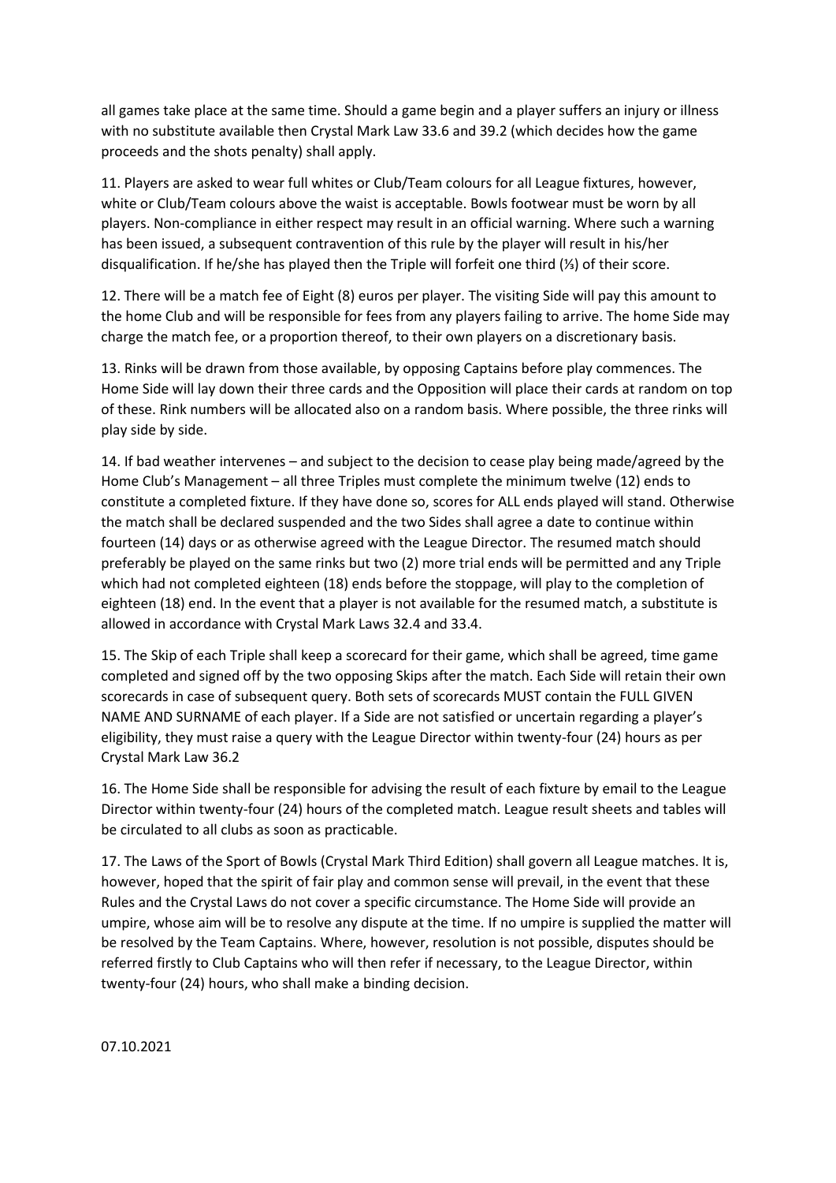all games take place at the same time. Should a game begin and a player suffers an injury or illness with no substitute available then Crystal Mark Law 33.6 and 39.2 (which decides how the game proceeds and the shots penalty) shall apply.

11. Players are asked to wear full whites or Club/Team colours for all League fixtures, however, white or Club/Team colours above the waist is acceptable. Bowls footwear must be worn by all players. Non-compliance in either respect may result in an official warning. Where such a warning has been issued, a subsequent contravention of this rule by the player will result in his/her disqualification. If he/she has played then the Triple will forfeit one third (⅓) of their score.

12. There will be a match fee of Eight (8) euros per player. The visiting Side will pay this amount to the home Club and will be responsible for fees from any players failing to arrive. The home Side may charge the match fee, or a proportion thereof, to their own players on a discretionary basis.

13. Rinks will be drawn from those available, by opposing Captains before play commences. The Home Side will lay down their three cards and the Opposition will place their cards at random on top of these. Rink numbers will be allocated also on a random basis. Where possible, the three rinks will play side by side.

14. If bad weather intervenes – and subject to the decision to cease play being made/agreed by the Home Club's Management – all three Triples must complete the minimum twelve (12) ends to constitute a completed fixture. If they have done so, scores for ALL ends played will stand. Otherwise the match shall be declared suspended and the two Sides shall agree a date to continue within fourteen (14) days or as otherwise agreed with the League Director. The resumed match should preferably be played on the same rinks but two (2) more trial ends will be permitted and any Triple which had not completed eighteen (18) ends before the stoppage, will play to the completion of eighteen (18) end. In the event that a player is not available for the resumed match, a substitute is allowed in accordance with Crystal Mark Laws 32.4 and 33.4.

15. The Skip of each Triple shall keep a scorecard for their game, which shall be agreed, time game completed and signed off by the two opposing Skips after the match. Each Side will retain their own scorecards in case of subsequent query. Both sets of scorecards MUST contain the FULL GIVEN NAME AND SURNAME of each player. If a Side are not satisfied or uncertain regarding a player's eligibility, they must raise a query with the League Director within twenty-four (24) hours as per Crystal Mark Law 36.2

16. The Home Side shall be responsible for advising the result of each fixture by email to the League Director within twenty-four (24) hours of the completed match. League result sheets and tables will be circulated to all clubs as soon as practicable.

17. The Laws of the Sport of Bowls (Crystal Mark Third Edition) shall govern all League matches. It is, however, hoped that the spirit of fair play and common sense will prevail, in the event that these Rules and the Crystal Laws do not cover a specific circumstance. The Home Side will provide an umpire, whose aim will be to resolve any dispute at the time. If no umpire is supplied the matter will be resolved by the Team Captains. Where, however, resolution is not possible, disputes should be referred firstly to Club Captains who will then refer if necessary, to the League Director, within twenty-four (24) hours, who shall make a binding decision.

07.10.2021